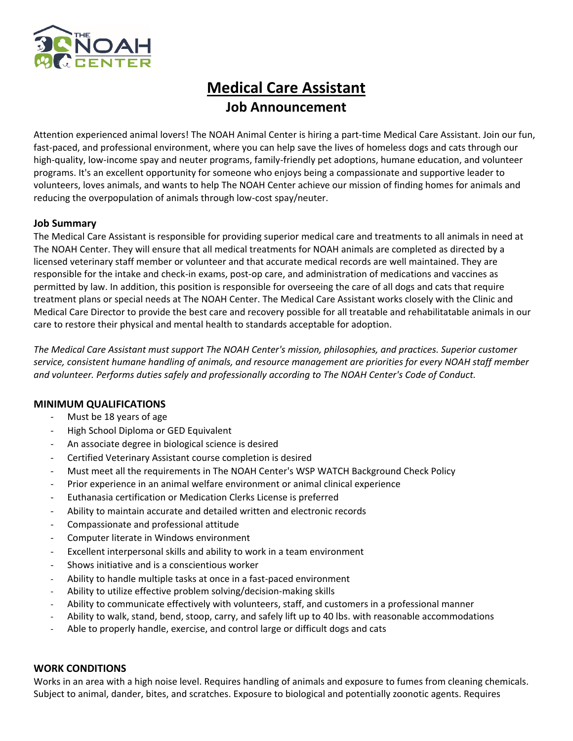# Medical Care Assistant

## Job Announcement

Attention experienced animal lovers! The NOAH Animal Center is hiring a part-time Medical Care Assistant. Join our fun, fast-paced, and professional environment, where you can help save the lives of homeless dogs and cats through our high-quality, low-income spay and neuter programs, family-friendly pet adoptions, humane education, and volunteer programs. It's an excellent opportunity for someone who enjoys being a compassionate and supportive leader to volunteers, loves animals, and wants to help The NOAH Center achieve our mission of finding homes for animals and reducing the overpopulation of animals through low-cost spay/neuter.

### Job Summary

The Medical Care Assistant is responsible for providing superior medical care and treatments to all animals in need at The NOAH Center. They will ensure that all medical treatments for NOAH animals are completed as directed by a licensed veterinary staff member or volunteer and that accurate medical records are well maintained. They are responsible for the intake and check-in exams, post-op care, and administration of medications and vaccines as permitted by law. In addition, this position is responsible for overseeing the care of all dogs and cats that require treatment plans or special needs at The NOAH Center. The Medical Care Assistant works closely with the Clinic and Medical Care Director to provide the best care and recovery possible for all treatable and rehabilitatable animals in our care to restore their physical and mental health to standards acceptable for adoption.

*The Medical Care Assistant must support The NOAH Center's mission, philosophies, and practices. Superior customer service, consistent humane handling of animals, and resource management are priorities for every NOAH staff member and volunteer. Performs duties safely and professionally according to The NOAH Center's Code of Conduct.*

### MINIMUM QUALIFICATIONS

- Must be 18 years of age
- High School Diploma or GED Equivalent
- An associate degree in biological science is desired
- Certified Veterinary Assistant course completion is desired
- Must meet all the requirements in The NOAH Center's WSP WATCH Background Check Policy
- Prior experience in an animal welfare environment or animal clinical experience
- Euthanasia certification or Medication Clerks License is preferred
- Ability to maintain accurate and detailed written and electronic records
- Compassionate and professional attitude
- Computer literate in Windows environment
- Excellent interpersonal skills and ability to work in a team environment
- Shows initiative and is a conscientious worker
- Ability to handle multiple tasks at once in a fast-paced environment
- Ability to utilize effective problem solving/decision-making skills
- Ability to communicate effectively with volunteers, staff, and customers in a professional manner
- Ability to walk, stand, bend, stoop, carry, and safely lift up to 40 lbs. with reasonable accommodations
- Able to properly handle, exercise, and control large or difficult dogs and cats

### WORK CONDITIONS

Works in an area with a high noise level. Requires handling of animals and exposure to fumes from cleaning chemicals. Subject to animal, dander, bites, and scratches. Exposure to biological and potentially zoonotic agents. Requires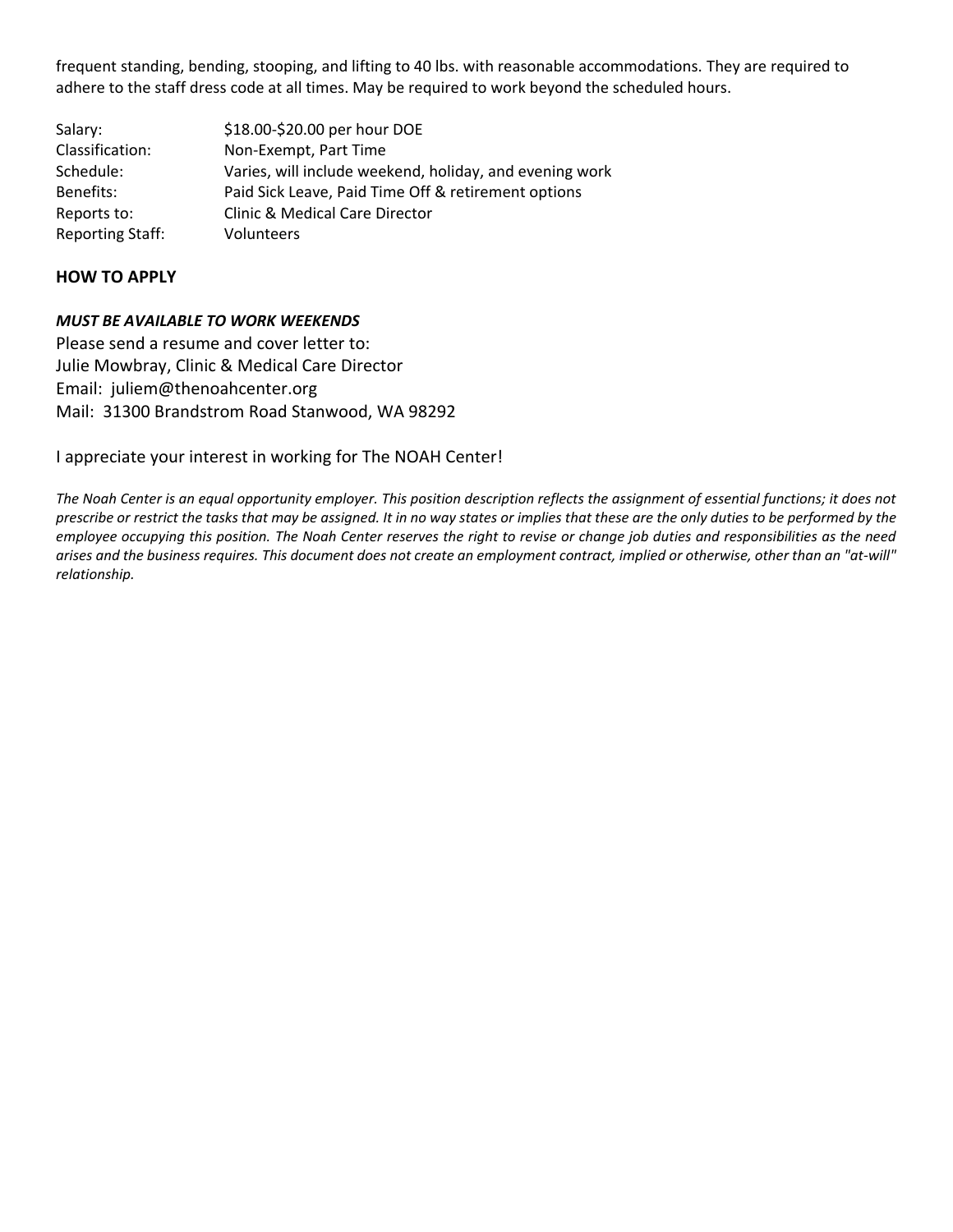frequent standing, bending, stooping, and lifting to 40 lbs. with reasonable accommodations. They are required to adhere to the staff dress code at all times. May be required to work beyond the scheduled hours.

| | |
|---|---|
| Salary: | $18.00-$20.00 per hour DOE |
| Classification: | Non-Exempt, Part Time |
| Schedule: | Varies, will include weekend, holiday, and evening work |
| Benefits: | Paid Sick Leave, Paid Time Off & retirement options |
| Reports to: | Clinic & Medical Care Director |
| Reporting Staff: | Volunteers |

**HOW TO APPLY**

***MUST BE AVAILABLE TO WORK WEEKENDS***

Please send a resume and cover letter to:
Julie Mowbray, Clinic & Medical Care Director
Email: juliem@thenoahcenter.org
Mail: 31300 Brandstrom Road Stanwood, WA 98292

I appreciate your interest in working for The NOAH Center!

*The Noah Center is an equal opportunity employer. This position description reflects the assignment of essential functions; it does not prescribe or restrict the tasks that may be assigned. It in no way states or implies that these are the only duties to be performed by the employee occupying this position. The Noah Center reserves the right to revise or change job duties and responsibilities as the need arises and the business requires. This document does not create an employment contract, implied or otherwise, other than an "at-will" relationship.*